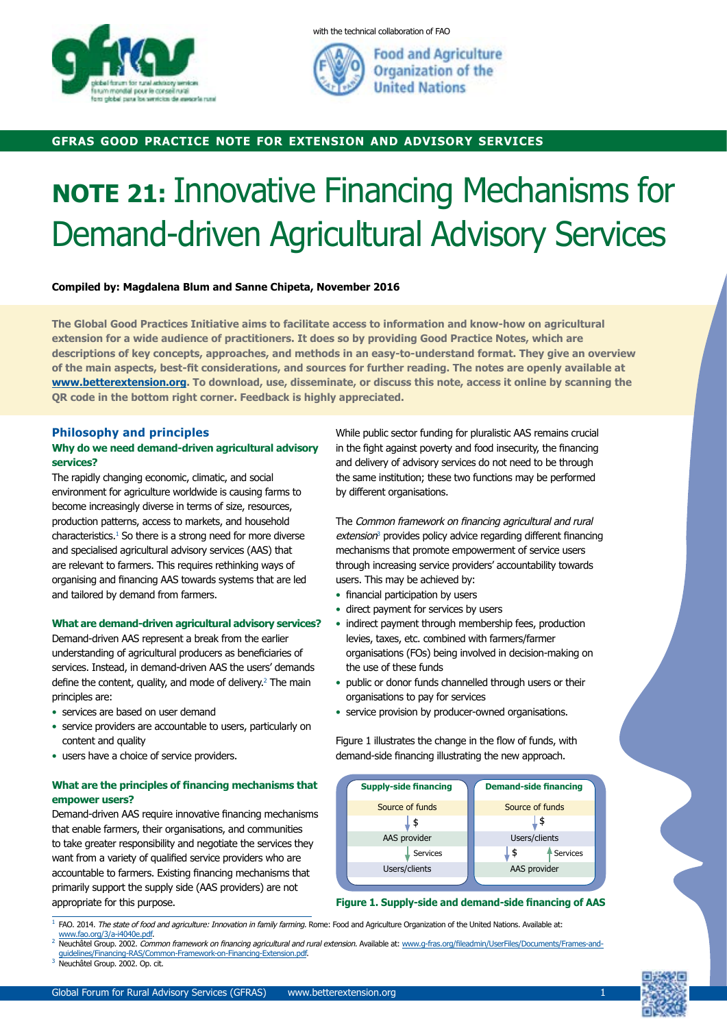with the technical collaboration of FAO

**GFRAS GOOD PRACTICE NOTE FOR EXTENSION AND ADVISORY SERVICES**

# NOTE 21: Innovative Financing Mechanisms for Demand-driven Agricultural Advisory Services

**Compiled by: Magdalena Blum and Sanne Chipeta, November 2016**

**The Global Good Practices Initiative aims to facilitate access to information and know-how on agricultural extension for a wide audience of practitioners. It does so by providing Good Practice Notes, which are descriptions of key concepts, approaches, and methods in an easy-to-understand format. They give an overview of the main aspects, best-fit considerations, and sources for further reading. The notes are openly available at [www.betterextension.org](www.betterextension.org). To download, use, disseminate, or discuss this note, access it online by scanning the QR code in the bottom right corner. Feedback is highly appreciated.**

## Philosophy and principles

### Why do we need demand-driven agricultural advisory services?

The rapidly changing economic, climatic, and social environment for agriculture worldwide is causing farms to become increasingly diverse in terms of size, resources, production patterns, access to markets, and household characteristics.[1] So there is a strong need for more diverse and specialised agricultural advisory services (AAS) that are relevant to farmers. This requires rethinking ways of organising and financing AAS towards systems that are led and tailored by demand from farmers.

### What are demand-driven agricultural advisory services?

Demand-driven AAS represent a break from the earlier understanding of agricultural producers as beneficiaries of services. Instead, in demand-driven AAS the users' demands define the content, quality, and mode of delivery.[2] The main principles are:

- services are based on user demand
- service providers are accountable to users, particularly on content and quality
- users have a choice of service providers.

### What are the principles of financing mechanisms that empower users?

Demand-driven AAS require innovative financing mechanisms that enable farmers, their organisations, and communities to take greater responsibility and negotiate the services they want from a variety of qualified service providers who are accountable to farmers. Existing financing mechanisms that primarily support the supply side (AAS providers) are not appropriate for this purpose.

While public sector funding for pluralistic AAS remains crucial in the fight against poverty and food insecurity, the financing and delivery of advisory services do not need to be through the same institution; these two functions may be performed by different organisations.

The *Common framework on financing agricultural and rural extension*[3] provides policy advice regarding different financing mechanisms that promote empowerment of service users through increasing service providers' accountability towards users. This may be achieved by:

- financial participation by users
- direct payment for services by users
- indirect payment through membership fees, production levies, taxes, etc. combined with farmers/farmer organisations (FOs) being involved in decision-making on the use of these funds
- public or donor funds channelled through users or their organisations to pay for services
- service provision by producer-owned organisations.

Figure 1 illustrates the change in the flow of funds, with demand-side financing illustrating the new approach.

| Supply-side financing | Demand-side financing |
|---|---|
| Source of funds | Source of funds |
| ↓ $ | ↓ $ |
| AAS provider | Users/clients |
| ↓ Services | ↓ $ ↑ Services |
| Users/clients | AAS provider |

**Figure 1. Supply-side and demand-side financing of AAS**

---

[1] FAO. 2014. *The state of food and agriculture: Innovation in family farming*. Rome: Food and Agriculture Organization of the United Nations. Available at: www.fao.org/3/a-i4040e.pdf.

[2] Neuchâtel Group. 2002. *Common framework on financing agricultural and rural extension*. Available at: www.g-fras.org/fileadmin/UserFiles/Documents/Frames-and-guidelines/Financing-RAS/Common-Framework-on-Financing-Extension.pdf.

[3] Neuchâtel Group. 2002. Op. cit.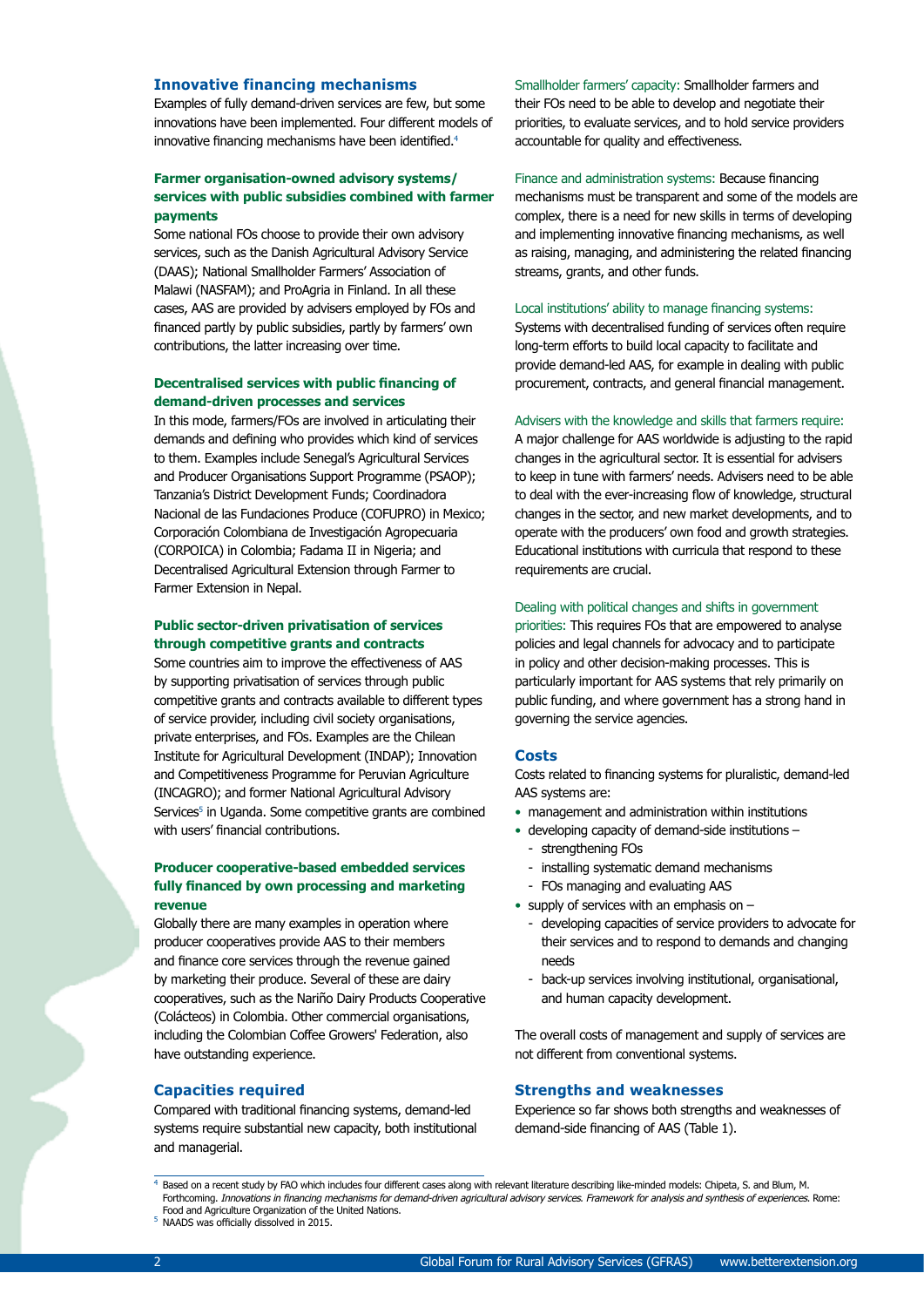## Innovative financing mechanisms

Examples of fully demand-driven services are few, but some innovations have been implemented. Four different models of innovative financing mechanisms have been identified.[4]

### Farmer organisation-owned advisory systems/services with public subsidies combined with farmer payments

Some national FOs choose to provide their own advisory services, such as the Danish Agricultural Advisory Service (DAAS); National Smallholder Farmers' Association of Malawi (NASFAM); and ProAgria in Finland. In all these cases, AAS are provided by advisers employed by FOs and financed partly by public subsidies, partly by farmers' own contributions, the latter increasing over time.

### Decentralised services with public financing of demand-driven processes and services

In this mode, farmers/FOs are involved in articulating their demands and defining who provides which kind of services to them. Examples include Senegal's Agricultural Services and Producer Organisations Support Programme (PSAOP); Tanzania's District Development Funds; Coordinadora Nacional de las Fundaciones Produce (COFUPRO) in Mexico; Corporación Colombiana de Investigación Agropecuaria (CORPOICA) in Colombia; Fadama II in Nigeria; and Decentralised Agricultural Extension through Farmer to Farmer Extension in Nepal.

### Public sector-driven privatisation of services through competitive grants and contracts

Some countries aim to improve the effectiveness of AAS by supporting privatisation of services through public competitive grants and contracts available to different types of service provider, including civil society organisations, private enterprises, and FOs. Examples are the Chilean Institute for Agricultural Development (INDAP); Innovation and Competitiveness Programme for Peruvian Agriculture (INCAGRO); and former National Agricultural Advisory Services[5] in Uganda. Some competitive grants are combined with users' financial contributions.

### Producer cooperative-based embedded services fully financed by own processing and marketing revenue

Globally there are many examples in operation where producer cooperatives provide AAS to their members and finance core services through the revenue gained by marketing their produce. Several of these are dairy cooperatives, such as the Nariño Dairy Products Cooperative (Colácteos) in Colombia. Other commercial organisations, including the Colombian Coffee Growers' Federation, also have outstanding experience.

## Capacities required

Compared with traditional financing systems, demand-led systems require substantial new capacity, both institutional and managerial.

Smallholder farmers' capacity: Smallholder farmers and their FOs need to be able to develop and negotiate their priorities, to evaluate services, and to hold service providers accountable for quality and effectiveness.

Finance and administration systems: Because financing mechanisms must be transparent and some of the models are complex, there is a need for new skills in terms of developing and implementing innovative financing mechanisms, as well as raising, managing, and administering the related financing streams, grants, and other funds.

Local institutions' ability to manage financing systems: Systems with decentralised funding of services often require long-term efforts to build local capacity to facilitate and provide demand-led AAS, for example in dealing with public procurement, contracts, and general financial management.

Advisers with the knowledge and skills that farmers require: A major challenge for AAS worldwide is adjusting to the rapid changes in the agricultural sector. It is essential for advisers to keep in tune with farmers' needs. Advisers need to be able to deal with the ever-increasing flow of knowledge, structural changes in the sector, and new market developments, and to operate with the producers' own food and growth strategies. Educational institutions with curricula that respond to these requirements are crucial.

Dealing with political changes and shifts in government priorities: This requires FOs that are empowered to analyse policies and legal channels for advocacy and to participate in policy and other decision-making processes. This is particularly important for AAS systems that rely primarily on public funding, and where government has a strong hand in governing the service agencies.

## Costs

Costs related to financing systems for pluralistic, demand-led AAS systems are:

- management and administration within institutions
- developing capacity of demand-side institutions –
  - strengthening FOs
  - installing systematic demand mechanisms
  - FOs managing and evaluating AAS
- supply of services with an emphasis on –
  - developing capacities of service providers to advocate for their services and to respond to demands and changing needs
  - back-up services involving institutional, organisational, and human capacity development.

The overall costs of management and supply of services are not different from conventional systems.

## Strengths and weaknesses

Experience so far shows both strengths and weaknesses of demand-side financing of AAS (Table 1).

---

[4] Based on a recent study by FAO which includes four different cases along with relevant literature describing like-minded models: Chipeta, S. and Blum, M. Forthcoming. *Innovations in financing mechanisms for demand-driven agricultural advisory services. Framework for analysis and synthesis of experiences.* Rome: Food and Agriculture Organization of the United Nations.

[5] NAADS was officially dissolved in 2015.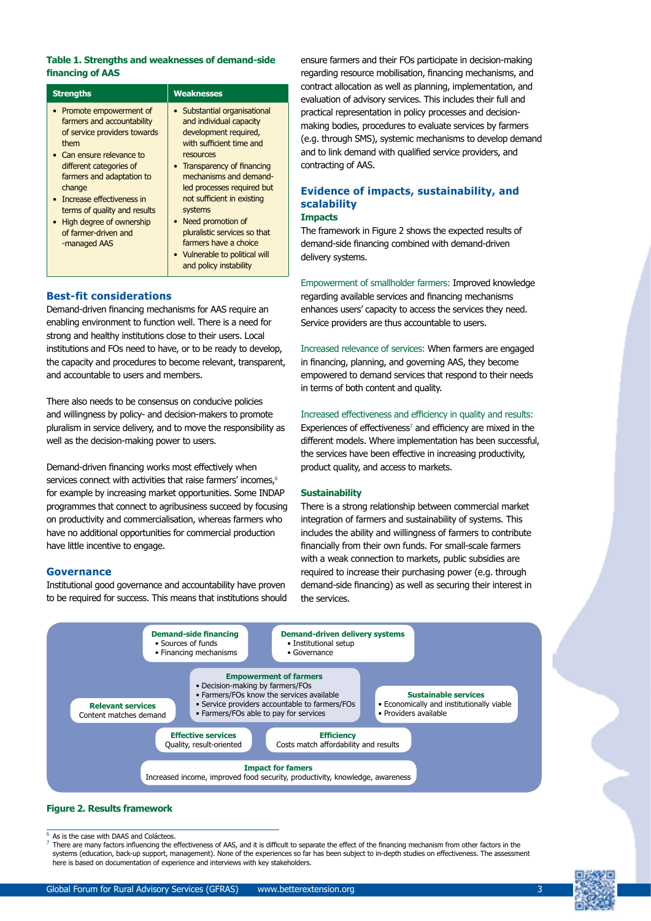**Table 1. Strengths and weaknesses of demand-side financing of AAS**

| Strengths | Weaknesses |
|---|---|
| • Promote empowerment of farmers and accountability of service providers towards them<br>• Can ensure relevance to different categories of farmers and adaptation to change<br>• Increase effectiveness in terms of quality and results<br>• High degree of ownership of farmer-driven and -managed AAS | • Substantial organisational and individual capacity development required, with sufficient time and resources<br>• Transparency of financing mechanisms and demand-led processes required but not sufficient in existing systems<br>• Need promotion of pluralistic services so that farmers have a choice<br>• Vulnerable to political will and policy instability |

## Best-fit considerations

Demand-driven financing mechanisms for AAS require an enabling environment to function well. There is a need for strong and healthy institutions close to their users. Local institutions and FOs need to have, or to be ready to develop, the capacity and procedures to become relevant, transparent, and accountable to users and members.

There also needs to be consensus on conducive policies and willingness by policy- and decision-makers to promote pluralism in service delivery, and to move the responsibility as well as the decision-making power to users.

Demand-driven financing works most effectively when services connect with activities that raise farmers' incomes,[6] for example by increasing market opportunities. Some INDAP programmes that connect to agribusiness succeed by focusing on productivity and commercialisation, whereas farmers who have no additional opportunities for commercial production have little incentive to engage.

## Governance

Institutional good governance and accountability have proven to be required for success. This means that institutions should ensure farmers and their FOs participate in decision-making regarding resource mobilisation, financing mechanisms, and contract allocation as well as planning, implementation, and evaluation of advisory services. This includes their full and practical representation in policy processes and decision-making bodies, procedures to evaluate services by farmers (e.g. through SMS), systemic mechanisms to develop demand and to link demand with qualified service providers, and contracting of AAS.

## Evidence of impacts, sustainability, and scalability

### Impacts

The framework in Figure 2 shows the expected results of demand-side financing combined with demand-driven delivery systems.

Empowerment of smallholder farmers: Improved knowledge regarding available services and financing mechanisms enhances users' capacity to access the services they need. Service providers are thus accountable to users.

Increased relevance of services: When farmers are engaged in financing, planning, and governing AAS, they become empowered to demand services that respond to their needs in terms of both content and quality.

Increased effectiveness and efficiency in quality and results: Experiences of effectiveness[7] and efficiency are mixed in the different models. Where implementation has been successful, the services have been effective in increasing productivity, product quality, and access to markets.

### Sustainability

There is a strong relationship between commercial market integration of farmers and sustainability of systems. This includes the ability and willingness of farmers to contribute financially from their own funds. For small-scale farmers with a weak connection to markets, public subsidies are required to increase their purchasing power (e.g. through demand-side financing) as well as securing their interest in the services.

**Demand-side financing**
- Sources of funds
- Financing mechanisms

**Demand-driven delivery systems**
- Institutional setup
- Governance

**Empowerment of farmers**
- Decision-making by farmers/FOs
- Farmers/FOs know the services available
- Service providers accountable to farmers/FOs
- Farmers/FOs able to pay for services

**Relevant services**
Content matches demand

**Sustainable services**
- Economically and institutionally viable
- Providers available

**Effective services**
Quality, result-oriented

**Efficiency**
Costs match affordability and results

**Impact for famers**
Increased income, improved food security, productivity, knowledge, awareness

**Figure 2. Results framework**

---

[6] As is the case with DAAS and Coláctеos.

[7] There are many factors influencing the effectiveness of AAS, and it is difficult to separate the effect of the financing mechanism from other factors in the systems (education, back-up support, management). None of the experiences so far has been subject to in-depth studies on effectiveness. The assessment here is based on documentation of experience and interviews with key stakeholders.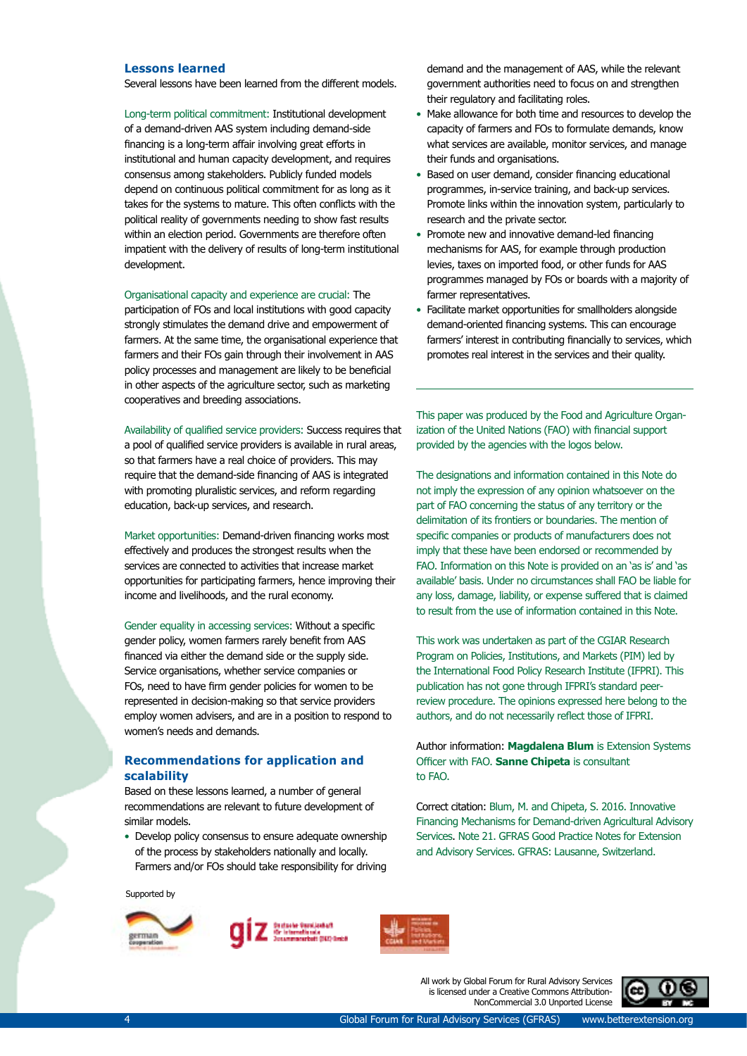## Lessons learned

Several lessons have been learned from the different models.

Long-term political commitment: Institutional development of a demand-driven AAS system including demand-side financing is a long-term affair involving great efforts in institutional and human capacity development, and requires consensus among stakeholders. Publicly funded models depend on continuous political commitment for as long as it takes for the systems to mature. This often conflicts with the political reality of governments needing to show fast results within an election period. Governments are therefore often impatient with the delivery of results of long-term institutional development.

Organisational capacity and experience are crucial: The participation of FOs and local institutions with good capacity strongly stimulates the demand drive and empowerment of farmers. At the same time, the organisational experience that farmers and their FOs gain through their involvement in AAS policy processes and management are likely to be beneficial in other aspects of the agriculture sector, such as marketing cooperatives and breeding associations.

Availability of qualified service providers: Success requires that a pool of qualified service providers is available in rural areas, so that farmers have a real choice of providers. This may require that the demand-side financing of AAS is integrated with promoting pluralistic services, and reform regarding education, back-up services, and research.

Market opportunities: Demand-driven financing works most effectively and produces the strongest results when the services are connected to activities that increase market opportunities for participating farmers, hence improving their income and livelihoods, and the rural economy.

Gender equality in accessing services: Without a specific gender policy, women farmers rarely benefit from AAS financed via either the demand side or the supply side. Service organisations, whether service companies or FOs, need to have firm gender policies for women to be represented in decision-making so that service providers employ women advisers, and are in a position to respond to women's needs and demands.

## Recommendations for application and scalability

Based on these lessons learned, a number of general recommendations are relevant to future development of similar models.

- Develop policy consensus to ensure adequate ownership of the process by stakeholders nationally and locally. Farmers and/or FOs should take responsibility for driving demand and the management of AAS, while the relevant government authorities need to focus on and strengthen their regulatory and facilitating roles.
- Make allowance for both time and resources to develop the capacity of farmers and FOs to formulate demands, know what services are available, monitor services, and manage their funds and organisations.
- Based on user demand, consider financing educational programmes, in-service training, and back-up services. Promote links within the innovation system, particularly to research and the private sector.
- Promote new and innovative demand-led financing mechanisms for AAS, for example through production levies, taxes on imported food, or other funds for AAS programmes managed by FOs or boards with a majority of farmer representatives.
- Facilitate market opportunities for smallholders alongside demand-oriented financing systems. This can encourage farmers' interest in contributing financially to services, which promotes real interest in the services and their quality.

---

This paper was produced by the Food and Agriculture Organization of the United Nations (FAO) with financial support provided by the agencies with the logos below.

The designations and information contained in this Note do not imply the expression of any opinion whatsoever on the part of FAO concerning the status of any territory or the delimitation of its frontiers or boundaries. The mention of specific companies or products of manufacturers does not imply that these have been endorsed or recommended by FAO. Information on this Note is provided on an 'as is' and 'as available' basis. Under no circumstances shall FAO be liable for any loss, damage, liability, or expense suffered that is claimed to result from the use of information contained in this Note.

This work was undertaken as part of the CGIAR Research Program on Policies, Institutions, and Markets (PIM) led by the International Food Policy Research Institute (IFPRI). This publication has not gone through IFPRI's standard peer-review procedure. The opinions expressed here belong to the authors, and do not necessarily reflect those of IFPRI.

Author information: **Magdalena Blum** is Extension Systems Officer with FAO. **Sanne Chipeta** is consultant to FAO.

Correct citation: Blum, M. and Chipeta, S. 2016. Innovative Financing Mechanisms for Demand-driven Agricultural Advisory Services. Note 21. GFRAS Good Practice Notes for Extension and Advisory Services. GFRAS: Lausanne, Switzerland.

Supported by

All work by Global Forum for Rural Advisory Services is licensed under a Creative Commons Attribution-NonCommercial 3.0 Unported License